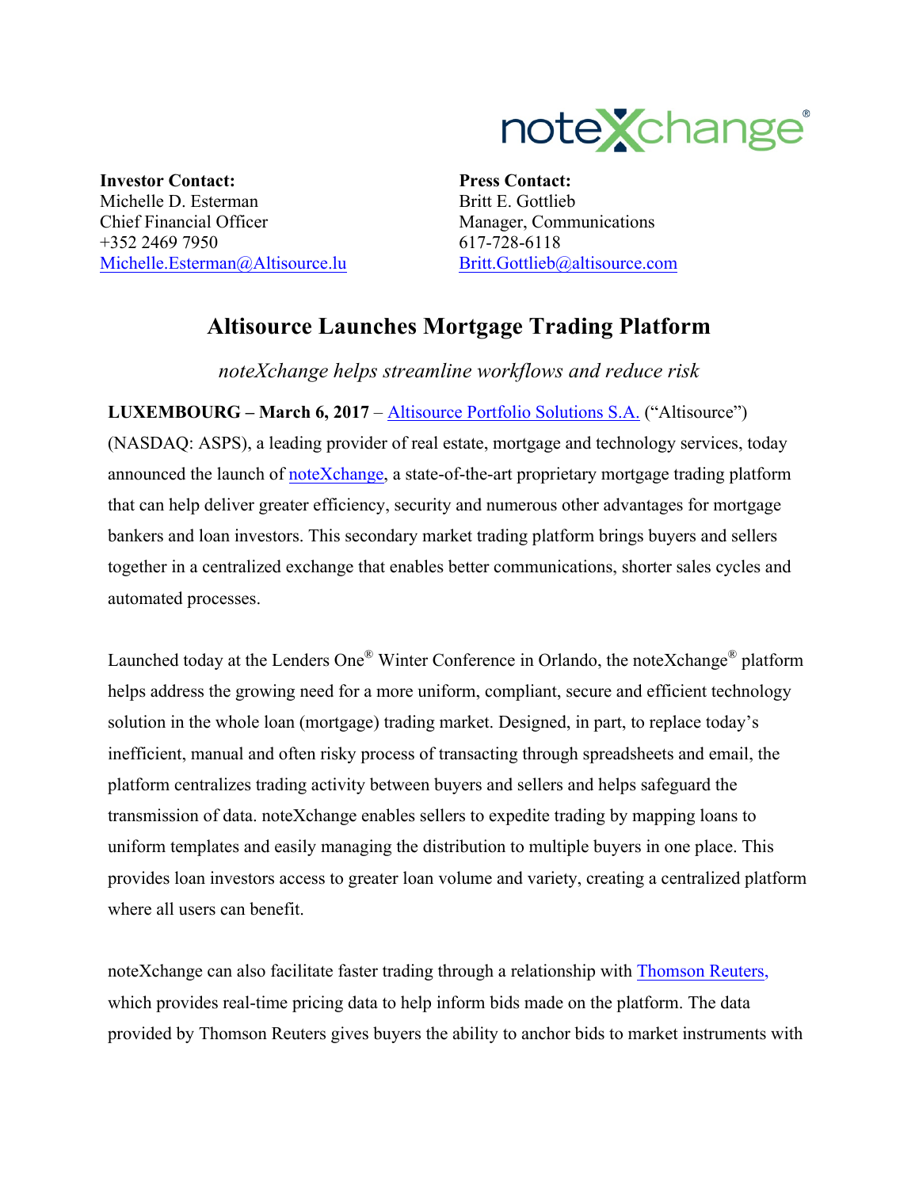noteXchange®

**Investor Contact:**
Michelle D. Esterman
Chief Financial Officer
+352 2469 7950
Michelle.Esterman@Altisource.lu

**Press Contact:**
Britt E. Gottlieb
Manager, Communications
617-728-6118
Britt.Gottlieb@altisource.com

# Altisource Launches Mortgage Trading Platform

*noteXchange helps streamline workflows and reduce risk*

**LUXEMBOURG – March 6, 2017** – Altisource Portfolio Solutions S.A. ("Altisource") (NASDAQ: ASPS), a leading provider of real estate, mortgage and technology services, today announced the launch of noteXchange, a state-of-the-art proprietary mortgage trading platform that can help deliver greater efficiency, security and numerous other advantages for mortgage bankers and loan investors. This secondary market trading platform brings buyers and sellers together in a centralized exchange that enables better communications, shorter sales cycles and automated processes.

Launched today at the Lenders One® Winter Conference in Orlando, the noteXchange® platform helps address the growing need for a more uniform, compliant, secure and efficient technology solution in the whole loan (mortgage) trading market. Designed, in part, to replace today's inefficient, manual and often risky process of transacting through spreadsheets and email, the platform centralizes trading activity between buyers and sellers and helps safeguard the transmission of data. noteXchange enables sellers to expedite trading by mapping loans to uniform templates and easily managing the distribution to multiple buyers in one place. This provides loan investors access to greater loan volume and variety, creating a centralized platform where all users can benefit.

noteXchange can also facilitate faster trading through a relationship with Thomson Reuters, which provides real-time pricing data to help inform bids made on the platform. The data provided by Thomson Reuters gives buyers the ability to anchor bids to market instruments with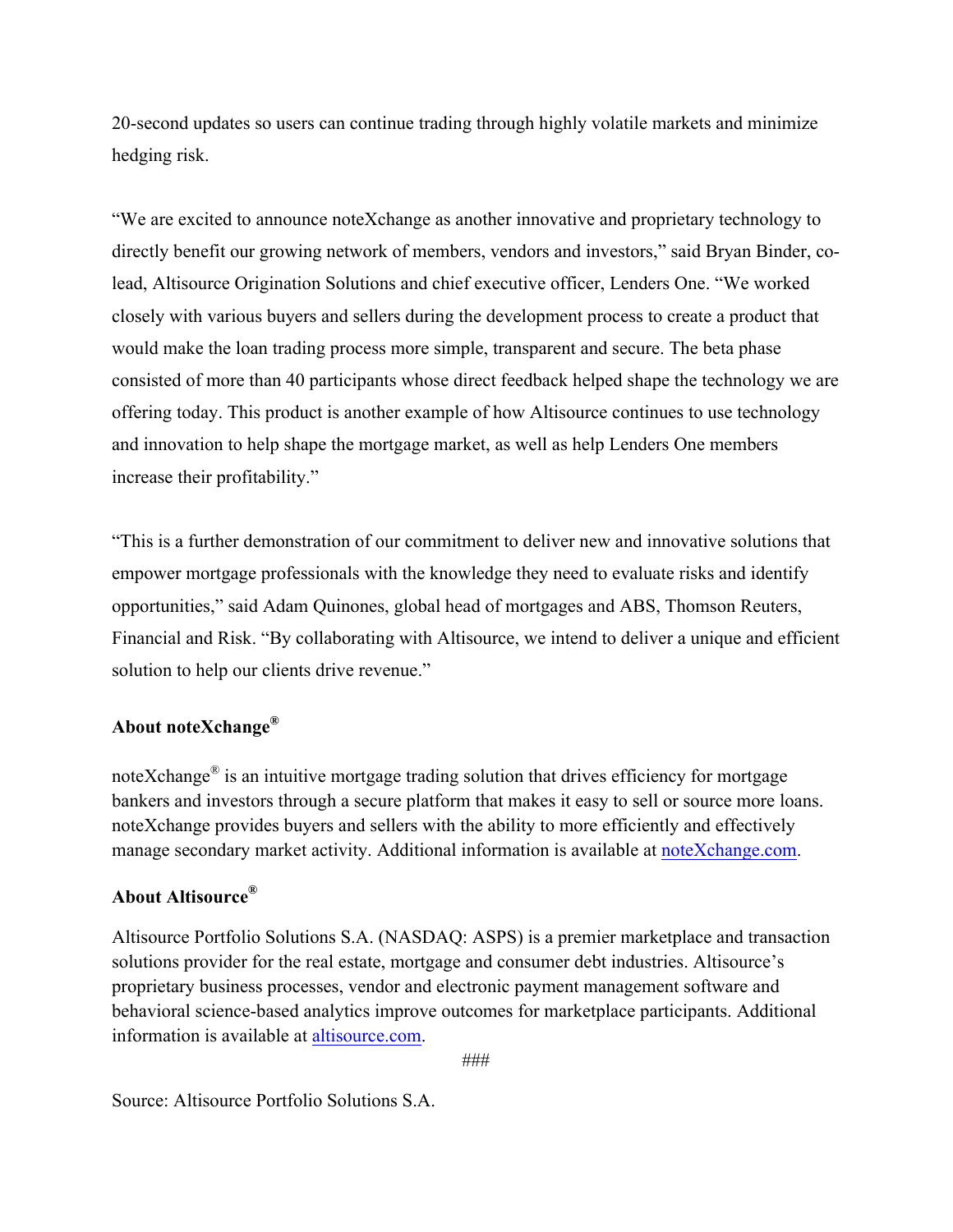20-second updates so users can continue trading through highly volatile markets and minimize hedging risk.

"We are excited to announce noteXchange as another innovative and proprietary technology to directly benefit our growing network of members, vendors and investors," said Bryan Binder, co-lead, Altisource Origination Solutions and chief executive officer, Lenders One. "We worked closely with various buyers and sellers during the development process to create a product that would make the loan trading process more simple, transparent and secure. The beta phase consisted of more than 40 participants whose direct feedback helped shape the technology we are offering today. This product is another example of how Altisource continues to use technology and innovation to help shape the mortgage market, as well as help Lenders One members increase their profitability."

"This is a further demonstration of our commitment to deliver new and innovative solutions that empower mortgage professionals with the knowledge they need to evaluate risks and identify opportunities," said Adam Quinones, global head of mortgages and ABS, Thomson Reuters, Financial and Risk. "By collaborating with Altisource, we intend to deliver a unique and efficient solution to help our clients drive revenue."

**About noteXchange®**

noteXchange® is an intuitive mortgage trading solution that drives efficiency for mortgage bankers and investors through a secure platform that makes it easy to sell or source more loans. noteXchange provides buyers and sellers with the ability to more efficiently and effectively manage secondary market activity. Additional information is available at noteXchange.com.

**About Altisource®**

Altisource Portfolio Solutions S.A. (NASDAQ: ASPS) is a premier marketplace and transaction solutions provider for the real estate, mortgage and consumer debt industries. Altisource's proprietary business processes, vendor and electronic payment management software and behavioral science-based analytics improve outcomes for marketplace participants. Additional information is available at altisource.com.

###

Source: Altisource Portfolio Solutions S.A.